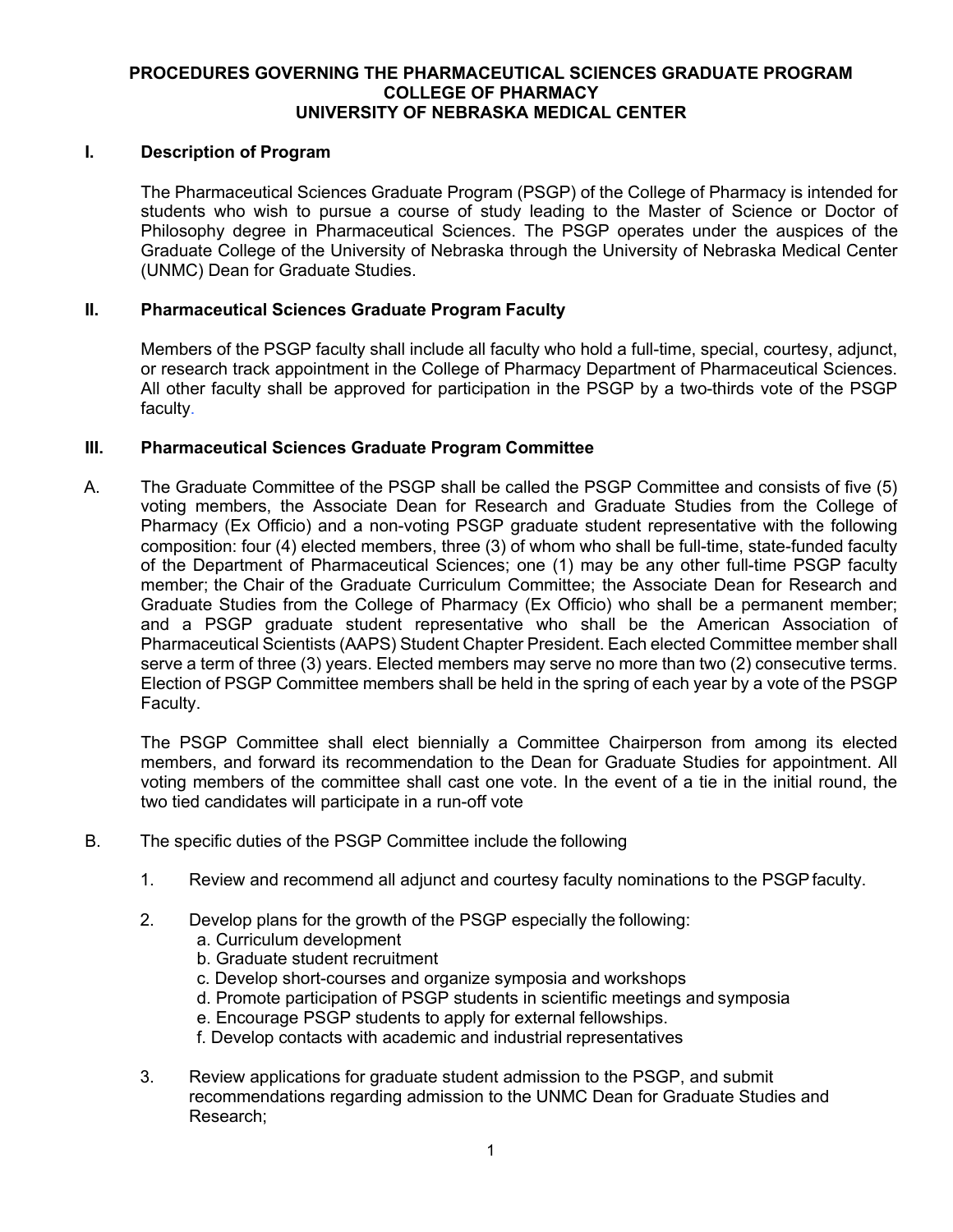# PROCEDURES GOVERNING THE PHARMACEUTICAL SCIENCES GRADUATE PROGRAM
# COLLEGE OF PHARMACY
# UNIVERSITY OF NEBRASKA MEDICAL CENTER

## I. Description of Program

The Pharmaceutical Sciences Graduate Program (PSGP) of the College of Pharmacy is intended for students who wish to pursue a course of study leading to the Master of Science or Doctor of Philosophy degree in Pharmaceutical Sciences. The PSGP operates under the auspices of the Graduate College of the University of Nebraska through the University of Nebraska Medical Center (UNMC) Dean for Graduate Studies.

## II. Pharmaceutical Sciences Graduate Program Faculty

Members of the PSGP faculty shall include all faculty who hold a full-time, special, courtesy, adjunct, or research track appointment in the College of Pharmacy Department of Pharmaceutical Sciences. All other faculty shall be approved for participation in the PSGP by a two-thirds vote of the PSGP faculty.

## III. Pharmaceutical Sciences Graduate Program Committee

A. The Graduate Committee of the PSGP shall be called the PSGP Committee and consists of five (5) voting members, the Associate Dean for Research and Graduate Studies from the College of Pharmacy (Ex Officio) and a non-voting PSGP graduate student representative with the following composition: four (4) elected members, three (3) of whom who shall be full-time, state-funded faculty of the Department of Pharmaceutical Sciences; one (1) may be any other full-time PSGP faculty member; the Chair of the Graduate Curriculum Committee; the Associate Dean for Research and Graduate Studies from the College of Pharmacy (Ex Officio) who shall be a permanent member; and a PSGP graduate student representative who shall be the American Association of Pharmaceutical Scientists (AAPS) Student Chapter President. Each elected Committee member shall serve a term of three (3) years. Elected members may serve no more than two (2) consecutive terms. Election of PSGP Committee members shall be held in the spring of each year by a vote of the PSGP Faculty.

The PSGP Committee shall elect biennially a Committee Chairperson from among its elected members, and forward its recommendation to the Dean for Graduate Studies for appointment. All voting members of the committee shall cast one vote. In the event of a tie in the initial round, the two tied candidates will participate in a run-off vote

B. The specific duties of the PSGP Committee include the following

1. Review and recommend all adjunct and courtesy faculty nominations to the PSGP faculty.

2. Develop plans for the growth of the PSGP especially the following:
   a. Curriculum development
   b. Graduate student recruitment
   c. Develop short-courses and organize symposia and workshops
   d. Promote participation of PSGP students in scientific meetings and symposia
   e. Encourage PSGP students to apply for external fellowships.
   f. Develop contacts with academic and industrial representatives

3. Review applications for graduate student admission to the PSGP, and submit recommendations regarding admission to the UNMC Dean for Graduate Studies and Research;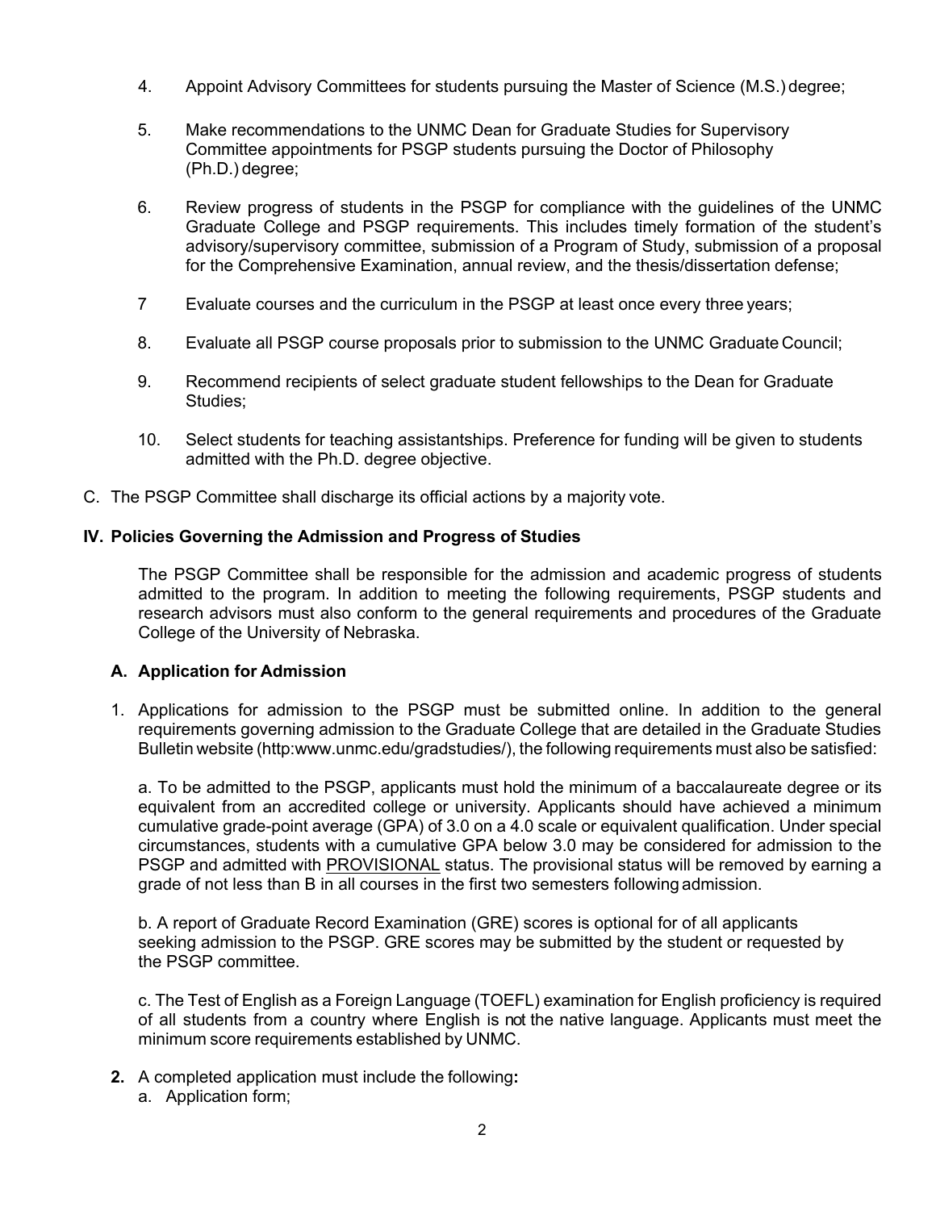4. Appoint Advisory Committees for students pursuing the Master of Science (M.S.) degree;

5. Make recommendations to the UNMC Dean for Graduate Studies for Supervisory Committee appointments for PSGP students pursuing the Doctor of Philosophy (Ph.D.) degree;

6. Review progress of students in the PSGP for compliance with the guidelines of the UNMC Graduate College and PSGP requirements. This includes timely formation of the student's advisory/supervisory committee, submission of a Program of Study, submission of a proposal for the Comprehensive Examination, annual review, and the thesis/dissertation defense;

7 Evaluate courses and the curriculum in the PSGP at least once every three years;

8. Evaluate all PSGP course proposals prior to submission to the UNMC Graduate Council;

9. Recommend recipients of select graduate student fellowships to the Dean for Graduate Studies;

10. Select students for teaching assistantships. Preference for funding will be given to students admitted with the Ph.D. degree objective.

C. The PSGP Committee shall discharge its official actions by a majority vote.

## IV. Policies Governing the Admission and Progress of Studies

The PSGP Committee shall be responsible for the admission and academic progress of students admitted to the program. In addition to meeting the following requirements, PSGP students and research advisors must also conform to the general requirements and procedures of the Graduate College of the University of Nebraska.

### A. Application for Admission

1. Applications for admission to the PSGP must be submitted online. In addition to the general requirements governing admission to the Graduate College that are detailed in the Graduate Studies Bulletin website (http:www.unmc.edu/gradstudies/), the following requirements must also be satisfied:

   a. To be admitted to the PSGP, applicants must hold the minimum of a baccalaureate degree or its equivalent from an accredited college or university. Applicants should have achieved a minimum cumulative grade-point average (GPA) of 3.0 on a 4.0 scale or equivalent qualification. Under special circumstances, students with a cumulative GPA below 3.0 may be considered for admission to the PSGP and admitted with PROVISIONAL status. The provisional status will be removed by earning a grade of not less than B in all courses in the first two semesters following admission.

   b. A report of Graduate Record Examination (GRE) scores is optional for of all applicants seeking admission to the PSGP. GRE scores may be submitted by the student or requested by the PSGP committee.

   c. The Test of English as a Foreign Language (TOEFL) examination for English proficiency is required of all students from a country where English is not the native language. Applicants must meet the minimum score requirements established by UNMC.

2. A completed application must include the following:
   a. Application form;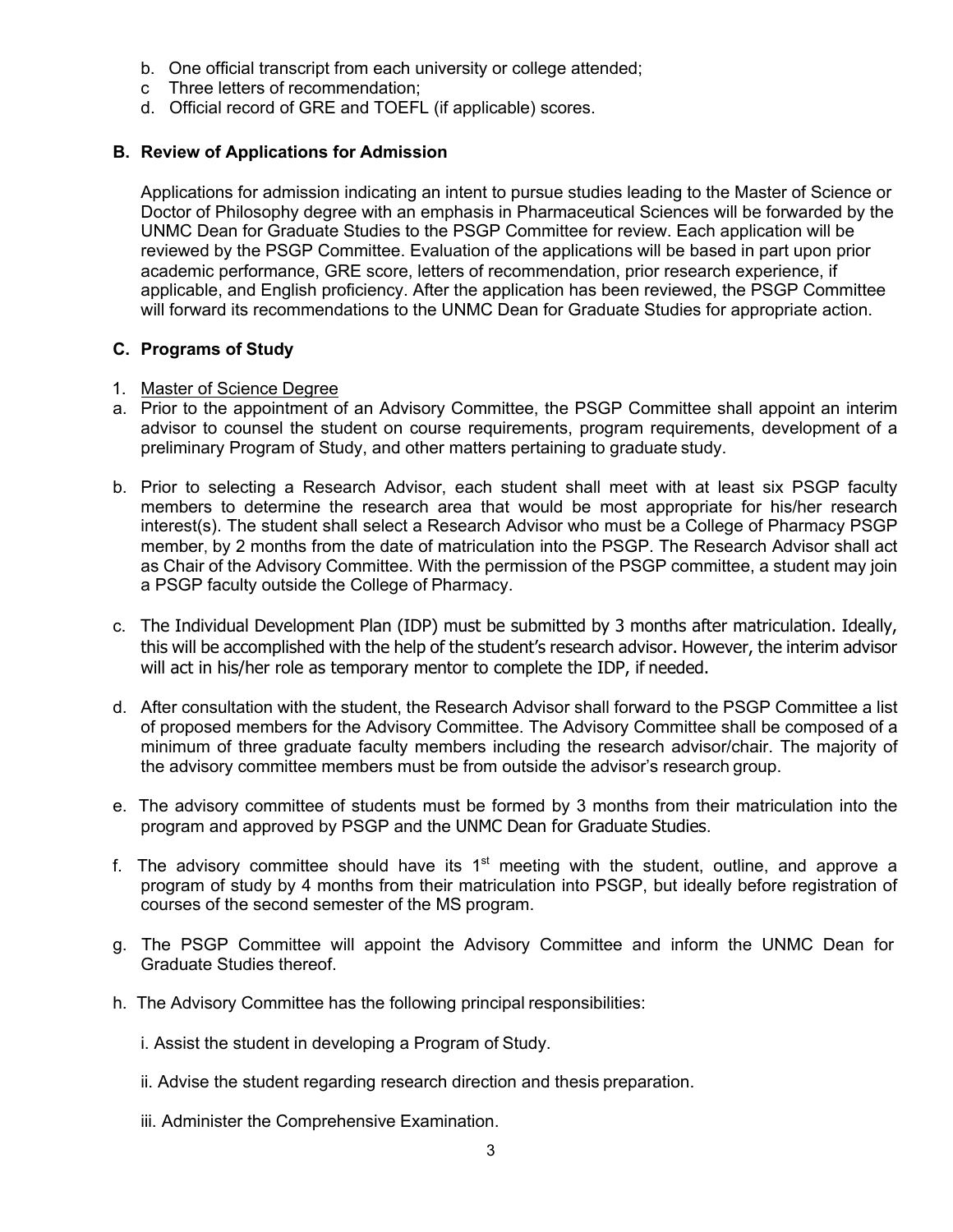b. One official transcript from each university or college attended;
c Three letters of recommendation;
d. Official record of GRE and TOEFL (if applicable) scores.

### B. Review of Applications for Admission

Applications for admission indicating an intent to pursue studies leading to the Master of Science or Doctor of Philosophy degree with an emphasis in Pharmaceutical Sciences will be forwarded by the UNMC Dean for Graduate Studies to the PSGP Committee for review. Each application will be reviewed by the PSGP Committee. Evaluation of the applications will be based in part upon prior academic performance, GRE score, letters of recommendation, prior research experience, if applicable, and English proficiency. After the application has been reviewed, the PSGP Committee will forward its recommendations to the UNMC Dean for Graduate Studies for appropriate action.

### C. Programs of Study

1. <u>Master of Science Degree</u>

a. Prior to the appointment of an Advisory Committee, the PSGP Committee shall appoint an interim advisor to counsel the student on course requirements, program requirements, development of a preliminary Program of Study, and other matters pertaining to graduate study.

b. Prior to selecting a Research Advisor, each student shall meet with at least six PSGP faculty members to determine the research area that would be most appropriate for his/her research interest(s). The student shall select a Research Advisor who must be a College of Pharmacy PSGP member, by 2 months from the date of matriculation into the PSGP. The Research Advisor shall act as Chair of the Advisory Committee. With the permission of the PSGP committee, a student may join a PSGP faculty outside the College of Pharmacy.

c. The Individual Development Plan (IDP) must be submitted by 3 months after matriculation. Ideally, this will be accomplished with the help of the student's research advisor. However, the interim advisor will act in his/her role as temporary mentor to complete the IDP, if needed.

d. After consultation with the student, the Research Advisor shall forward to the PSGP Committee a list of proposed members for the Advisory Committee. The Advisory Committee shall be composed of a minimum of three graduate faculty members including the research advisor/chair. The majority of the advisory committee members must be from outside the advisor's research group.

e. The advisory committee of students must be formed by 3 months from their matriculation into the program and approved by PSGP and the UNMC Dean for Graduate Studies.

f. The advisory committee should have its 1st meeting with the student, outline, and approve a program of study by 4 months from their matriculation into PSGP, but ideally before registration of courses of the second semester of the MS program.

g. The PSGP Committee will appoint the Advisory Committee and inform the UNMC Dean for Graduate Studies thereof.

h. The Advisory Committee has the following principal responsibilities:

i. Assist the student in developing a Program of Study.

ii. Advise the student regarding research direction and thesis preparation.

iii. Administer the Comprehensive Examination.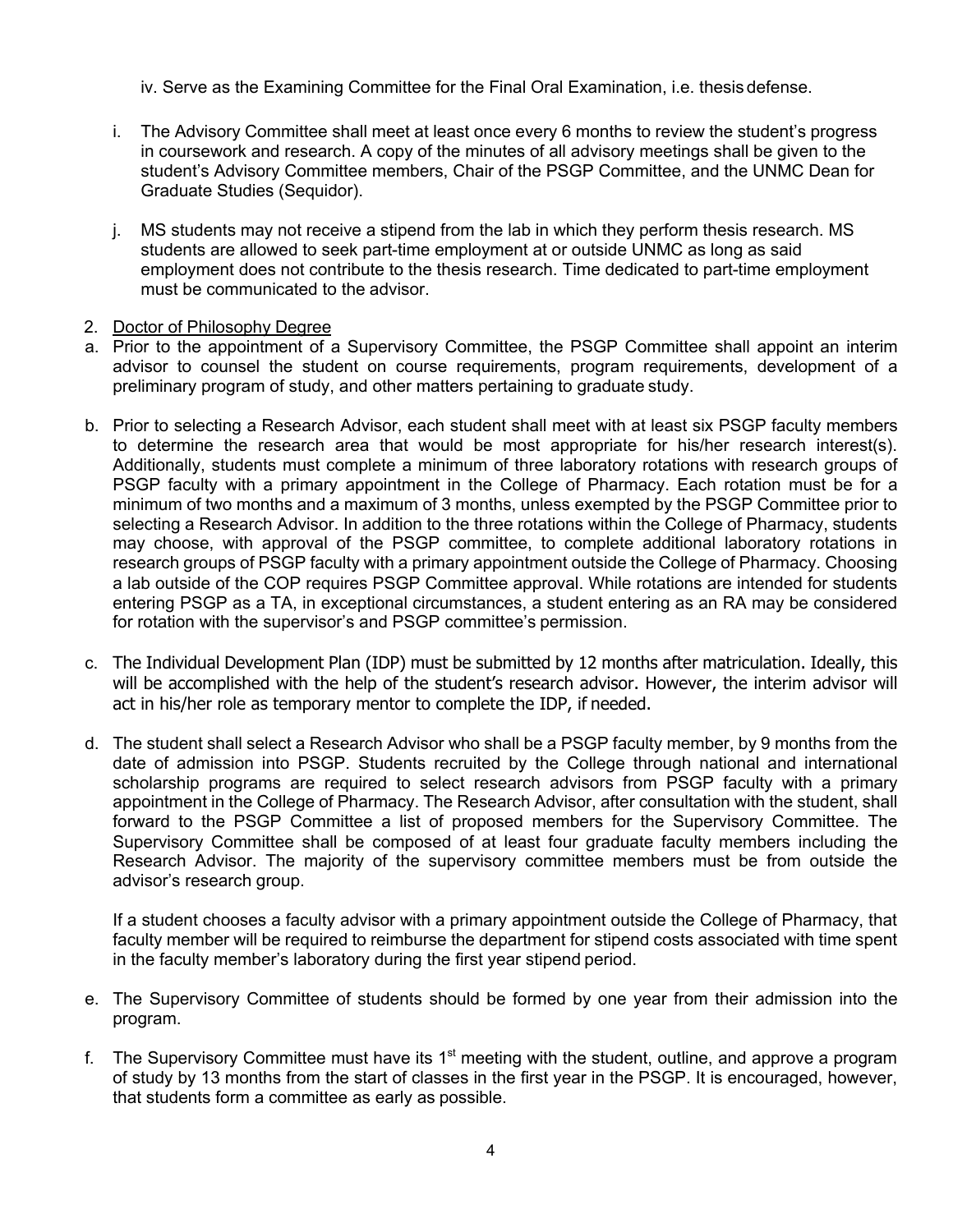iv. Serve as the Examining Committee for the Final Oral Examination, i.e. thesis defense.

i. The Advisory Committee shall meet at least once every 6 months to review the student's progress in coursework and research. A copy of the minutes of all advisory meetings shall be given to the student's Advisory Committee members, Chair of the PSGP Committee, and the UNMC Dean for Graduate Studies (Sequidor).

j. MS students may not receive a stipend from the lab in which they perform thesis research. MS students are allowed to seek part-time employment at or outside UNMC as long as said employment does not contribute to the thesis research. Time dedicated to part-time employment must be communicated to the advisor.

2. <u>Doctor of Philosophy Degree</u>

a. Prior to the appointment of a Supervisory Committee, the PSGP Committee shall appoint an interim advisor to counsel the student on course requirements, program requirements, development of a preliminary program of study, and other matters pertaining to graduate study.

b. Prior to selecting a Research Advisor, each student shall meet with at least six PSGP faculty members to determine the research area that would be most appropriate for his/her research interest(s). Additionally, students must complete a minimum of three laboratory rotations with research groups of PSGP faculty with a primary appointment in the College of Pharmacy. Each rotation must be for a minimum of two months and a maximum of 3 months, unless exempted by the PSGP Committee prior to selecting a Research Advisor. In addition to the three rotations within the College of Pharmacy, students may choose, with approval of the PSGP committee, to complete additional laboratory rotations in research groups of PSGP faculty with a primary appointment outside the College of Pharmacy. Choosing a lab outside of the COP requires PSGP Committee approval. While rotations are intended for students entering PSGP as a TA, in exceptional circumstances, a student entering as an RA may be considered for rotation with the supervisor's and PSGP committee's permission.

c. The Individual Development Plan (IDP) must be submitted by 12 months after matriculation. Ideally, this will be accomplished with the help of the student's research advisor. However, the interim advisor will act in his/her role as temporary mentor to complete the IDP, if needed.

d. The student shall select a Research Advisor who shall be a PSGP faculty member, by 9 months from the date of admission into PSGP. Students recruited by the College through national and international scholarship programs are required to select research advisors from PSGP faculty with a primary appointment in the College of Pharmacy. The Research Advisor, after consultation with the student, shall forward to the PSGP Committee a list of proposed members for the Supervisory Committee. The Supervisory Committee shall be composed of at least four graduate faculty members including the Research Advisor. The majority of the supervisory committee members must be from outside the advisor's research group.

   If a student chooses a faculty advisor with a primary appointment outside the College of Pharmacy, that faculty member will be required to reimburse the department for stipend costs associated with time spent in the faculty member's laboratory during the first year stipend period.

e. The Supervisory Committee of students should be formed by one year from their admission into the program.

f. The Supervisory Committee must have its 1st meeting with the student, outline, and approve a program of study by 13 months from the start of classes in the first year in the PSGP. It is encouraged, however, that students form a committee as early as possible.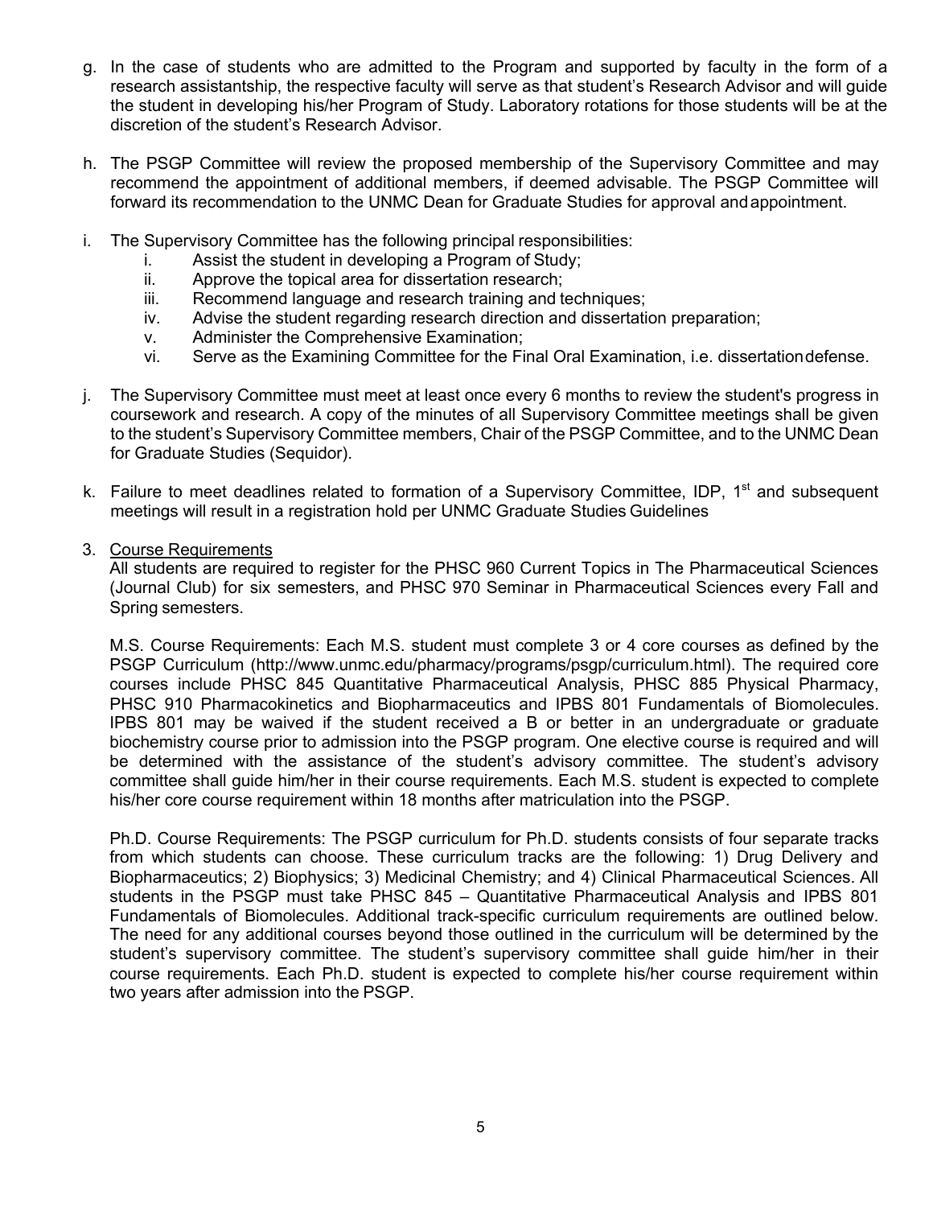g. In the case of students who are admitted to the Program and supported by faculty in the form of a research assistantship, the respective faculty will serve as that student's Research Advisor and will guide the student in developing his/her Program of Study. Laboratory rotations for those students will be at the discretion of the student's Research Advisor.

h. The PSGP Committee will review the proposed membership of the Supervisory Committee and may recommend the appointment of additional members, if deemed advisable. The PSGP Committee will forward its recommendation to the UNMC Dean for Graduate Studies for approval and appointment.

i. The Supervisory Committee has the following principal responsibilities:
   i. Assist the student in developing a Program of Study;
   ii. Approve the topical area for dissertation research;
   iii. Recommend language and research training and techniques;
   iv. Advise the student regarding research direction and dissertation preparation;
   v. Administer the Comprehensive Examination;
   vi. Serve as the Examining Committee for the Final Oral Examination, i.e. dissertation defense.

j. The Supervisory Committee must meet at least once every 6 months to review the student's progress in coursework and research. A copy of the minutes of all Supervisory Committee meetings shall be given to the student's Supervisory Committee members, Chair of the PSGP Committee, and to the UNMC Dean for Graduate Studies (Sequidor).

k. Failure to meet deadlines related to formation of a Supervisory Committee, IDP, 1st and subsequent meetings will result in a registration hold per UNMC Graduate Studies Guidelines

3. Course Requirements

All students are required to register for the PHSC 960 Current Topics in The Pharmaceutical Sciences (Journal Club) for six semesters, and PHSC 970 Seminar in Pharmaceutical Sciences every Fall and Spring semesters.

M.S. Course Requirements: Each M.S. student must complete 3 or 4 core courses as defined by the PSGP Curriculum (http://www.unmc.edu/pharmacy/programs/psgp/curriculum.html). The required core courses include PHSC 845 Quantitative Pharmaceutical Analysis, PHSC 885 Physical Pharmacy, PHSC 910 Pharmacokinetics and Biopharmaceutics and IPBS 801 Fundamentals of Biomolecules. IPBS 801 may be waived if the student received a B or better in an undergraduate or graduate biochemistry course prior to admission into the PSGP program. One elective course is required and will be determined with the assistance of the student's advisory committee. The student's advisory committee shall guide him/her in their course requirements. Each M.S. student is expected to complete his/her core course requirement within 18 months after matriculation into the PSGP.

Ph.D. Course Requirements: The PSGP curriculum for Ph.D. students consists of four separate tracks from which students can choose. These curriculum tracks are the following: 1) Drug Delivery and Biopharmaceutics; 2) Biophysics; 3) Medicinal Chemistry; and 4) Clinical Pharmaceutical Sciences. All students in the PSGP must take PHSC 845 – Quantitative Pharmaceutical Analysis and IPBS 801 Fundamentals of Biomolecules. Additional track-specific curriculum requirements are outlined below. The need for any additional courses beyond those outlined in the curriculum will be determined by the student's supervisory committee. The student's supervisory committee shall guide him/her in their course requirements. Each Ph.D. student is expected to complete his/her course requirement within two years after admission into the PSGP.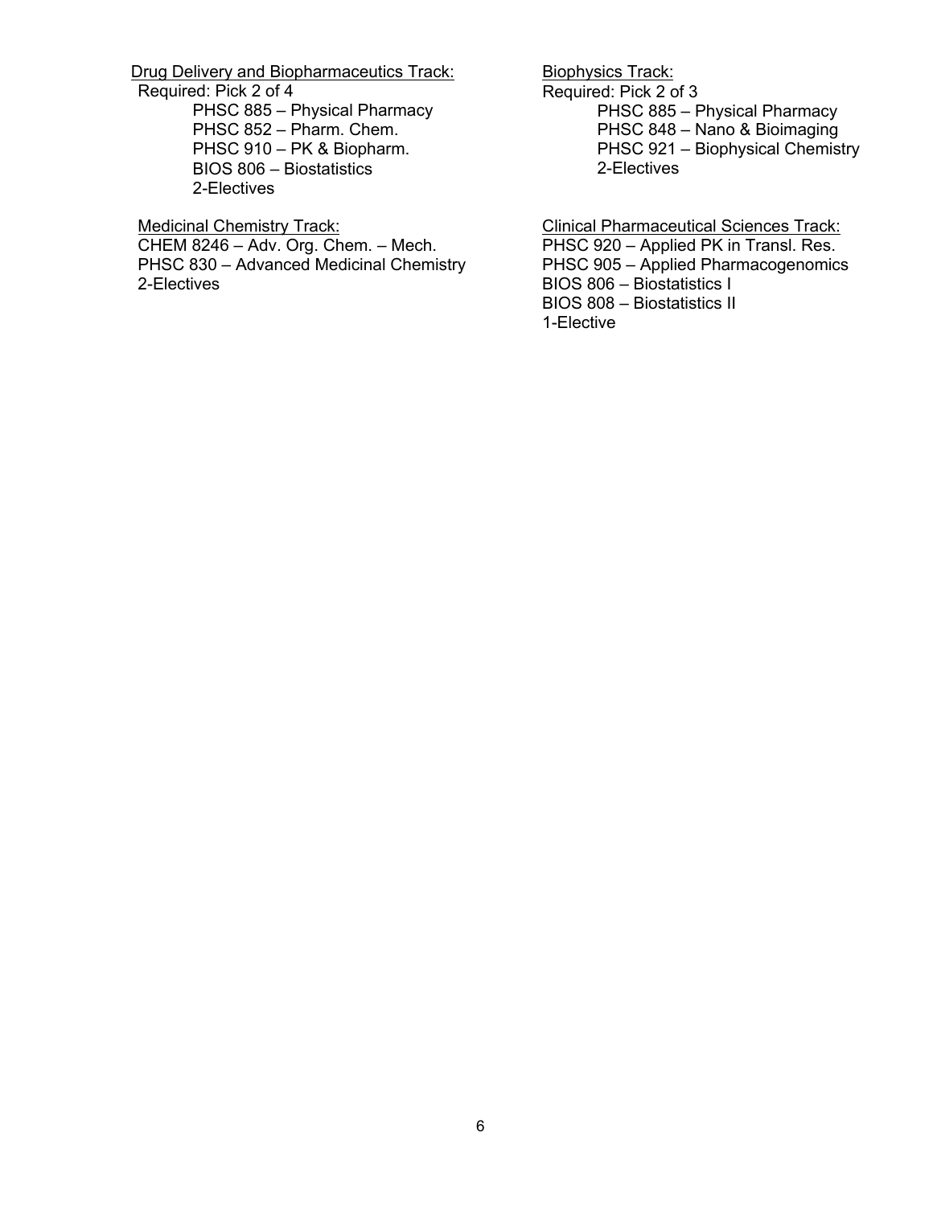Drug Delivery and Biopharmaceutics Track:

Required: Pick 2 of 4

- PHSC 885 – Physical Pharmacy
- PHSC 852 – Pharm. Chem.
- PHSC 910 – PK & Biopharm.
- BIOS 806 – Biostatistics
- 2-Electives

Medicinal Chemistry Track:

CHEM 8246 – Adv. Org. Chem. – Mech.
PHSC 830 – Advanced Medicinal Chemistry
2-Electives

Biophysics Track:

Required: Pick 2 of 3

- PHSC 885 – Physical Pharmacy
- PHSC 848 – Nano & Bioimaging
- PHSC 921 – Biophysical Chemistry
- 2-Electives

Clinical Pharmaceutical Sciences Track:

PHSC 920 – Applied PK in Transl. Res.
PHSC 905 – Applied Pharmacogenomics
BIOS 806 – Biostatistics I
BIOS 808 – Biostatistics II
1-Elective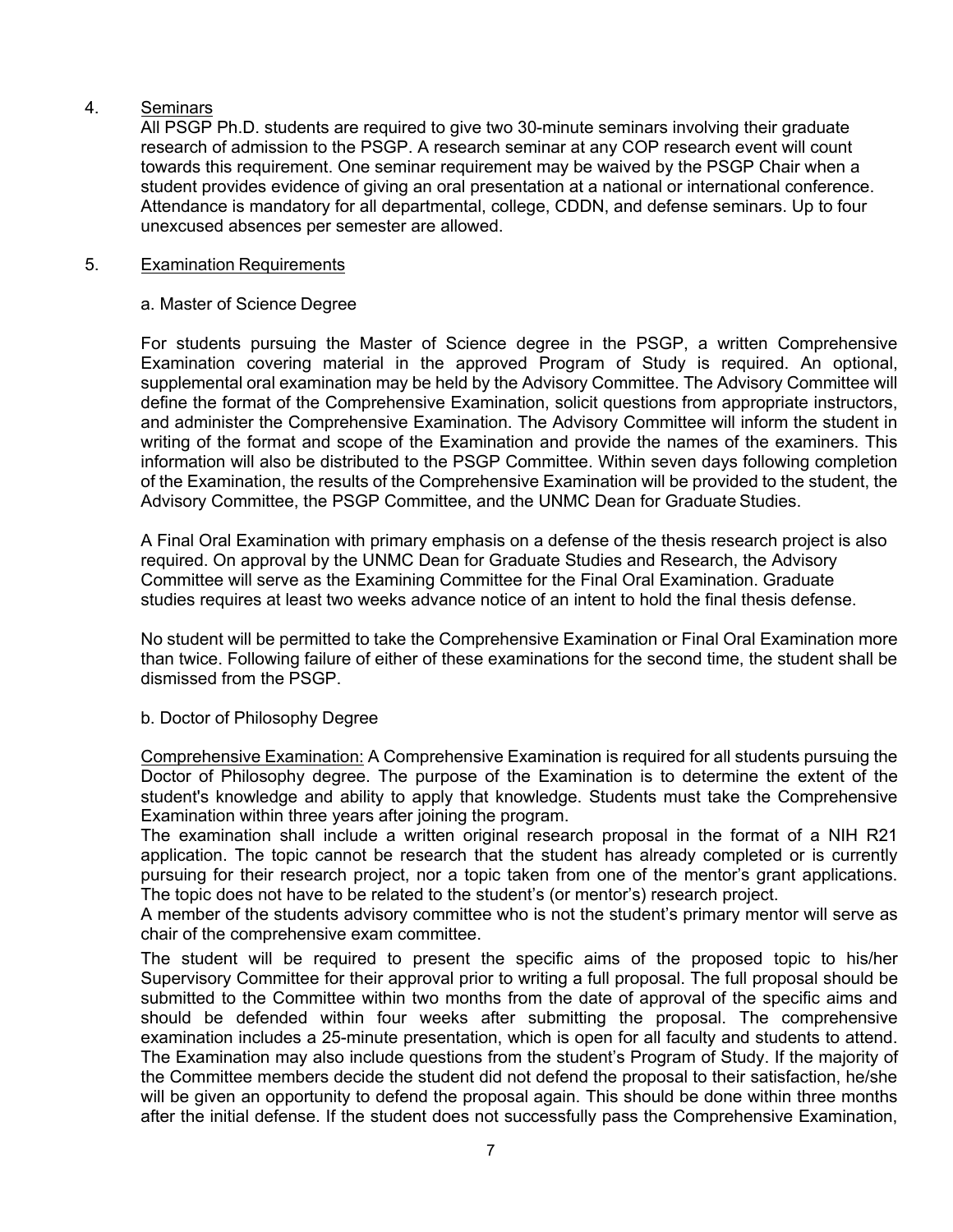4. <u>Seminars</u>

All PSGP Ph.D. students are required to give two 30-minute seminars involving their graduate research of admission to the PSGP. A research seminar at any COP research event will count towards this requirement. One seminar requirement may be waived by the PSGP Chair when a student provides evidence of giving an oral presentation at a national or international conference. Attendance is mandatory for all departmental, college, CDDN, and defense seminars. Up to four unexcused absences per semester are allowed.

5. <u>Examination Requirements</u>

a. Master of Science Degree

For students pursuing the Master of Science degree in the PSGP, a written Comprehensive Examination covering material in the approved Program of Study is required. An optional, supplemental oral examination may be held by the Advisory Committee. The Advisory Committee will define the format of the Comprehensive Examination, solicit questions from appropriate instructors, and administer the Comprehensive Examination. The Advisory Committee will inform the student in writing of the format and scope of the Examination and provide the names of the examiners. This information will also be distributed to the PSGP Committee. Within seven days following completion of the Examination, the results of the Comprehensive Examination will be provided to the student, the Advisory Committee, the PSGP Committee, and the UNMC Dean for Graduate Studies.

A Final Oral Examination with primary emphasis on a defense of the thesis research project is also required. On approval by the UNMC Dean for Graduate Studies and Research, the Advisory Committee will serve as the Examining Committee for the Final Oral Examination. Graduate studies requires at least two weeks advance notice of an intent to hold the final thesis defense.

No student will be permitted to take the Comprehensive Examination or Final Oral Examination more than twice. Following failure of either of these examinations for the second time, the student shall be dismissed from the PSGP.

b. Doctor of Philosophy Degree

<u>Comprehensive Examination:</u> A Comprehensive Examination is required for all students pursuing the Doctor of Philosophy degree. The purpose of the Examination is to determine the extent of the student's knowledge and ability to apply that knowledge. Students must take the Comprehensive Examination within three years after joining the program.

The examination shall include a written original research proposal in the format of a NIH R21 application. The topic cannot be research that the student has already completed or is currently pursuing for their research project, nor a topic taken from one of the mentor's grant applications. The topic does not have to be related to the student's (or mentor's) research project.

A member of the students advisory committee who is not the student's primary mentor will serve as chair of the comprehensive exam committee.

The student will be required to present the specific aims of the proposed topic to his/her Supervisory Committee for their approval prior to writing a full proposal. The full proposal should be submitted to the Committee within two months from the date of approval of the specific aims and should be defended within four weeks after submitting the proposal. The comprehensive examination includes a 25-minute presentation, which is open for all faculty and students to attend. The Examination may also include questions from the student's Program of Study. If the majority of the Committee members decide the student did not defend the proposal to their satisfaction, he/she will be given an opportunity to defend the proposal again. This should be done within three months after the initial defense. If the student does not successfully pass the Comprehensive Examination,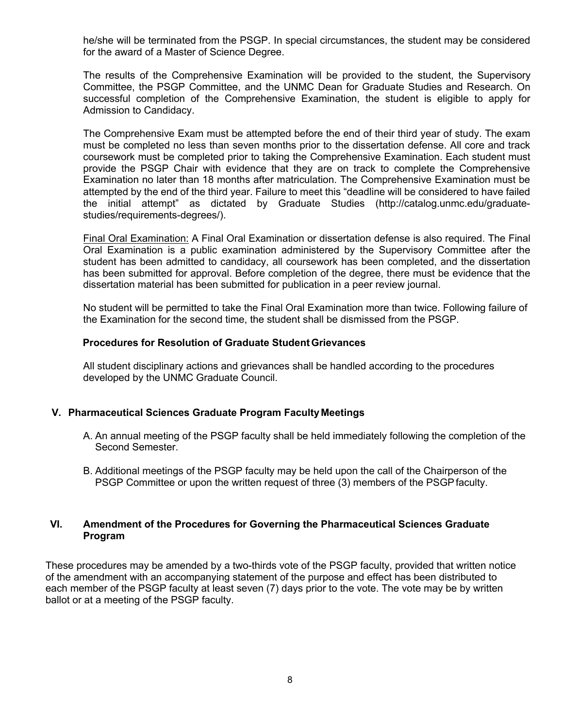he/she will be terminated from the PSGP. In special circumstances, the student may be considered for the award of a Master of Science Degree.

The results of the Comprehensive Examination will be provided to the student, the Supervisory Committee, the PSGP Committee, and the UNMC Dean for Graduate Studies and Research. On successful completion of the Comprehensive Examination, the student is eligible to apply for Admission to Candidacy.

The Comprehensive Exam must be attempted before the end of their third year of study. The exam must be completed no less than seven months prior to the dissertation defense. All core and track coursework must be completed prior to taking the Comprehensive Examination. Each student must provide the PSGP Chair with evidence that they are on track to complete the Comprehensive Examination no later than 18 months after matriculation. The Comprehensive Examination must be attempted by the end of the third year. Failure to meet this "deadline will be considered to have failed the initial attempt" as dictated by Graduate Studies (http://catalog.unmc.edu/graduate-studies/requirements-degrees/).

Final Oral Examination: A Final Oral Examination or dissertation defense is also required. The Final Oral Examination is a public examination administered by the Supervisory Committee after the student has been admitted to candidacy, all coursework has been completed, and the dissertation has been submitted for approval. Before completion of the degree, there must be evidence that the dissertation material has been submitted for publication in a peer review journal.

No student will be permitted to take the Final Oral Examination more than twice. Following failure of the Examination for the second time, the student shall be dismissed from the PSGP.

### Procedures for Resolution of Graduate Student Grievances

All student disciplinary actions and grievances shall be handled according to the procedures developed by the UNMC Graduate Council.

## V. Pharmaceutical Sciences Graduate Program Faculty Meetings

A. An annual meeting of the PSGP faculty shall be held immediately following the completion of the Second Semester.

B. Additional meetings of the PSGP faculty may be held upon the call of the Chairperson of the PSGP Committee or upon the written request of three (3) members of the PSGP faculty.

## VI. Amendment of the Procedures for Governing the Pharmaceutical Sciences Graduate Program

These procedures may be amended by a two-thirds vote of the PSGP faculty, provided that written notice of the amendment with an accompanying statement of the purpose and effect has been distributed to each member of the PSGP faculty at least seven (7) days prior to the vote. The vote may be by written ballot or at a meeting of the PSGP faculty.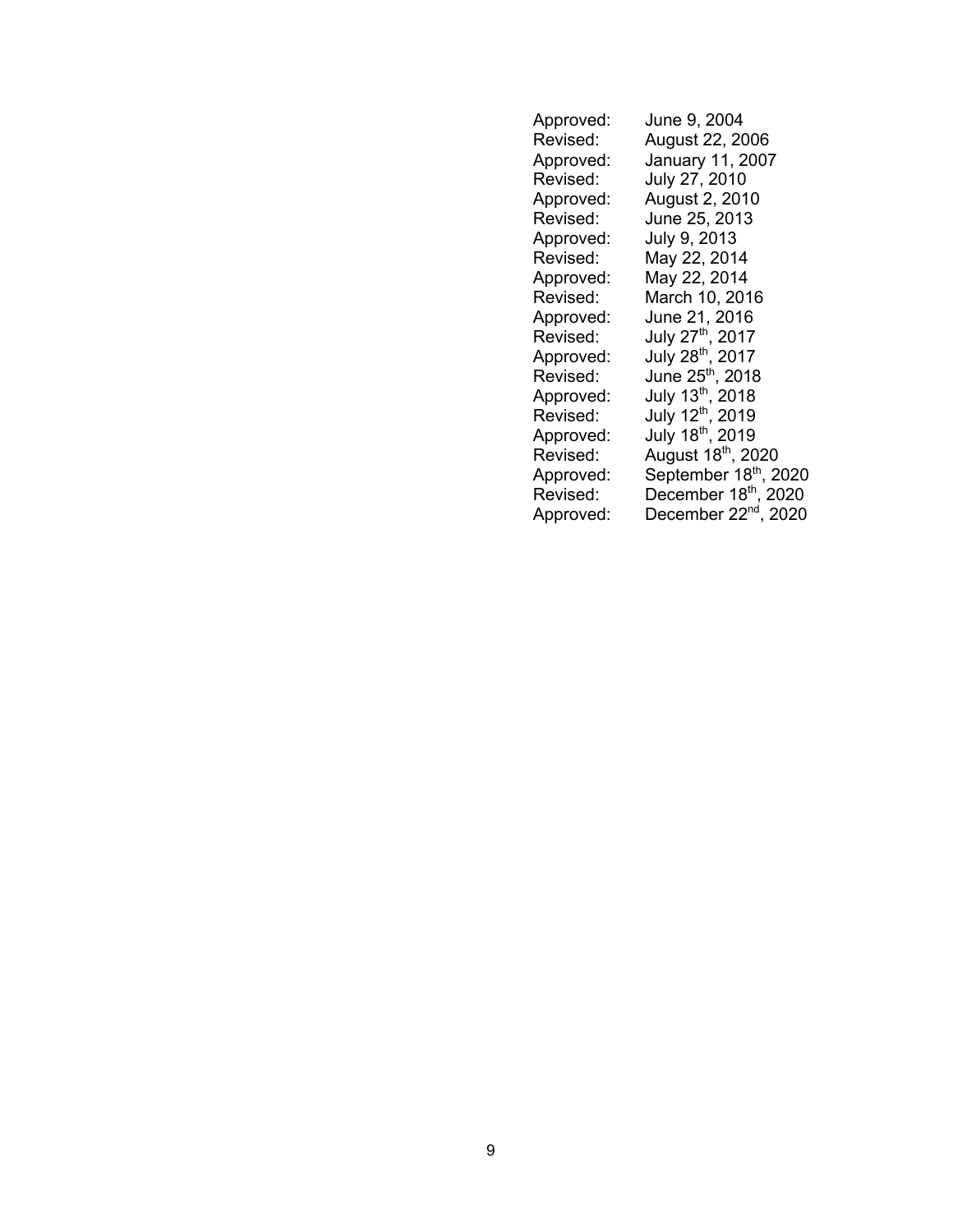| | |
|---|---|
| Approved: | June 9, 2004 |
| Revised: | August 22, 2006 |
| Approved: | January 11, 2007 |
| Revised: | July 27, 2010 |
| Approved: | August 2, 2010 |
| Revised: | June 25, 2013 |
| Approved: | July 9, 2013 |
| Revised: | May 22, 2014 |
| Approved: | May 22, 2014 |
| Revised: | March 10, 2016 |
| Approved: | June 21, 2016 |
| Revised: | July 27th, 2017 |
| Approved: | July 28th, 2017 |
| Revised: | June 25th, 2018 |
| Approved: | July 13th, 2018 |
| Revised: | July 12th, 2019 |
| Approved: | July 18th, 2019 |
| Revised: | August 18th, 2020 |
| Approved: | September 18th, 2020 |
| Revised: | December 18th, 2020 |
| Approved: | December 22nd, 2020 |